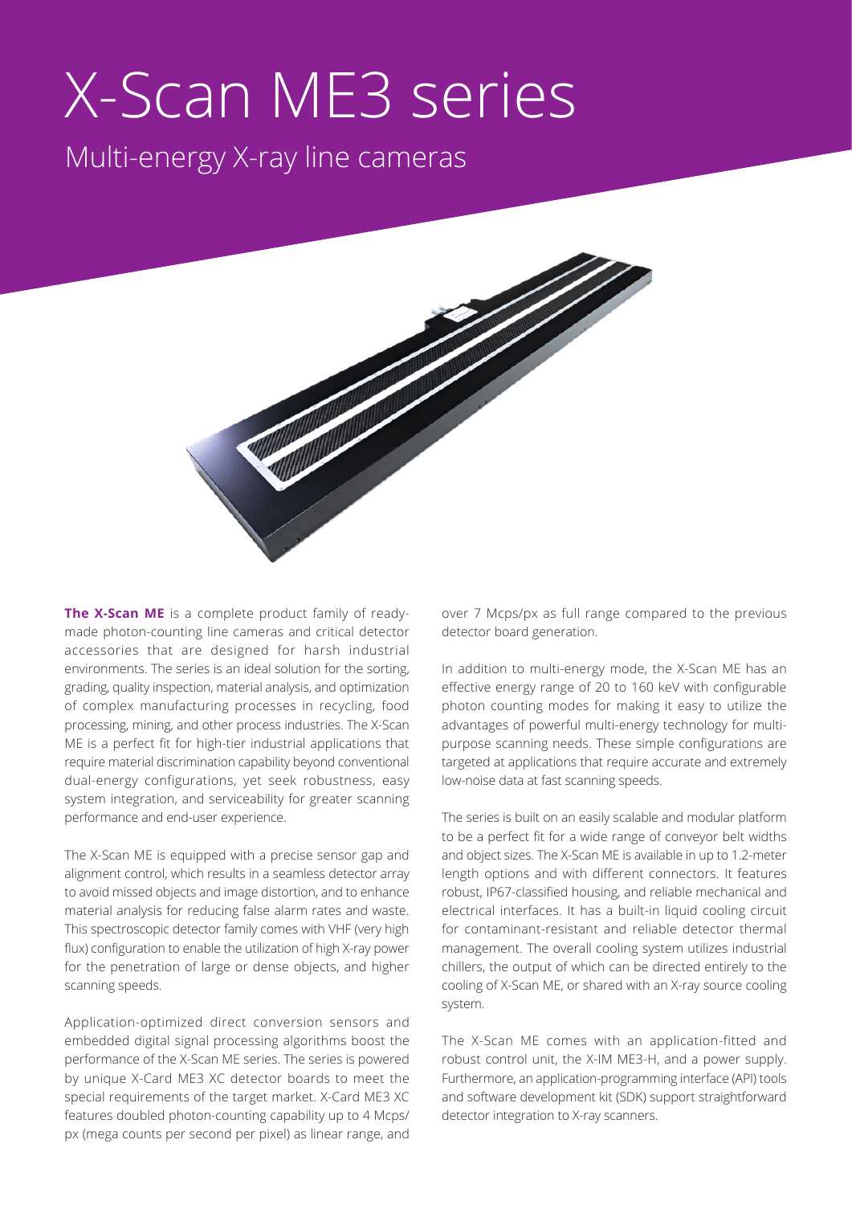# X-Scan ME3 series

## Multi-energy X-ray line cameras

**The X-Scan ME** is a complete product family of ready-made photon-counting line cameras and critical detector accessories that are designed for harsh industrial environments. The series is an ideal solution for the sorting, grading, quality inspection, material analysis, and optimization of complex manufacturing processes in recycling, food processing, mining, and other process industries. The X-Scan ME is a perfect fit for high-tier industrial applications that require material discrimination capability beyond conventional dual-energy configurations, yet seek robustness, easy system integration, and serviceability for greater scanning performance and end-user experience.

The X-Scan ME is equipped with a precise sensor gap and alignment control, which results in a seamless detector array to avoid missed objects and image distortion, and to enhance material analysis for reducing false alarm rates and waste. This spectroscopic detector family comes with VHF (very high flux) configuration to enable the utilization of high X-ray power for the penetration of large or dense objects, and higher scanning speeds.

Application-optimized direct conversion sensors and embedded digital signal processing algorithms boost the performance of the X-Scan ME series. The series is powered by unique X-Card ME3 XC detector boards to meet the special requirements of the target market. X-Card ME3 XC features doubled photon-counting capability up to 4 Mcps/px (mega counts per second per pixel) as linear range, and over 7 Mcps/px as full range compared to the previous detector board generation.

In addition to multi-energy mode, the X-Scan ME has an effective energy range of 20 to 160 keV with configurable photon counting modes for making it easy to utilize the advantages of powerful multi-energy technology for multi-purpose scanning needs. These simple configurations are targeted at applications that require accurate and extremely low-noise data at fast scanning speeds.

The series is built on an easily scalable and modular platform to be a perfect fit for a wide range of conveyor belt widths and object sizes. The X-Scan ME is available in up to 1.2-meter length options and with different connectors. It features robust, IP67-classified housing, and reliable mechanical and electrical interfaces. It has a built-in liquid cooling circuit for contaminant-resistant and reliable detector thermal management. The overall cooling system utilizes industrial chillers, the output of which can be directed entirely to the cooling of X-Scan ME, or shared with an X-ray source cooling system.

The X-Scan ME comes with an application-fitted and robust control unit, the X-IM ME3-H, and a power supply. Furthermore, an application-programming interface (API) tools and software development kit (SDK) support straightforward detector integration to X-ray scanners.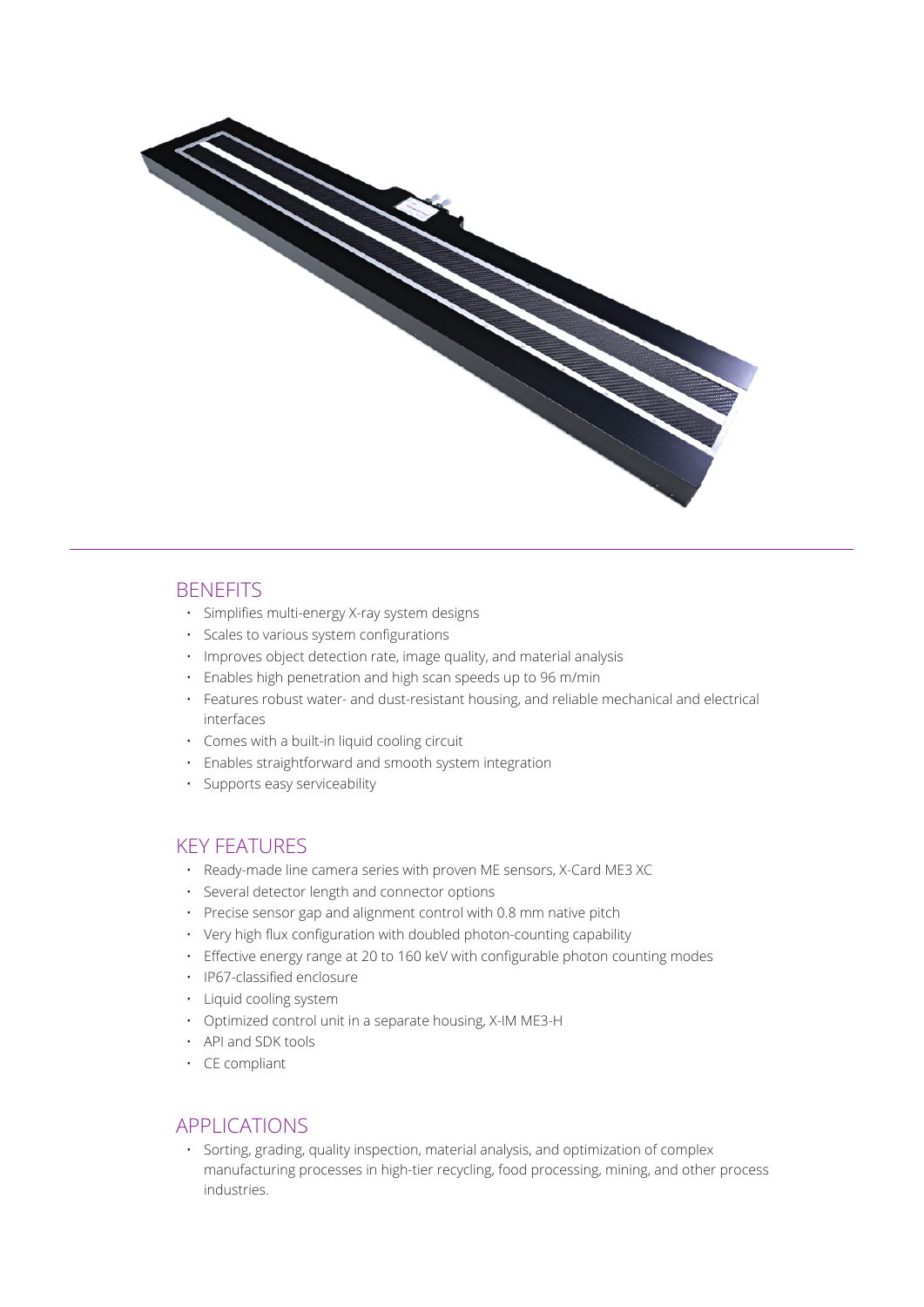## BENEFITS

- Simplifies multi-energy X-ray system designs
- Scales to various system configurations
- Improves object detection rate, image quality, and material analysis
- Enables high penetration and high scan speeds up to 96 m/min
- Features robust water- and dust-resistant housing, and reliable mechanical and electrical interfaces
- Comes with a built-in liquid cooling circuit
- Enables straightforward and smooth system integration
- Supports easy serviceability

## KEY FEATURES

- Ready-made line camera series with proven ME sensors, X-Card ME3 XC
- Several detector length and connector options
- Precise sensor gap and alignment control with 0.8 mm native pitch
- Very high flux configuration with doubled photon-counting capability
- Effective energy range at 20 to 160 keV with configurable photon counting modes
- IP67-classified enclosure
- Liquid cooling system
- Optimized control unit in a separate housing, X-IM ME3-H
- API and SDK tools
- CE compliant

## APPLICATIONS

- Sorting, grading, quality inspection, material analysis, and optimization of complex manufacturing processes in high-tier recycling, food processing, mining, and other process industries.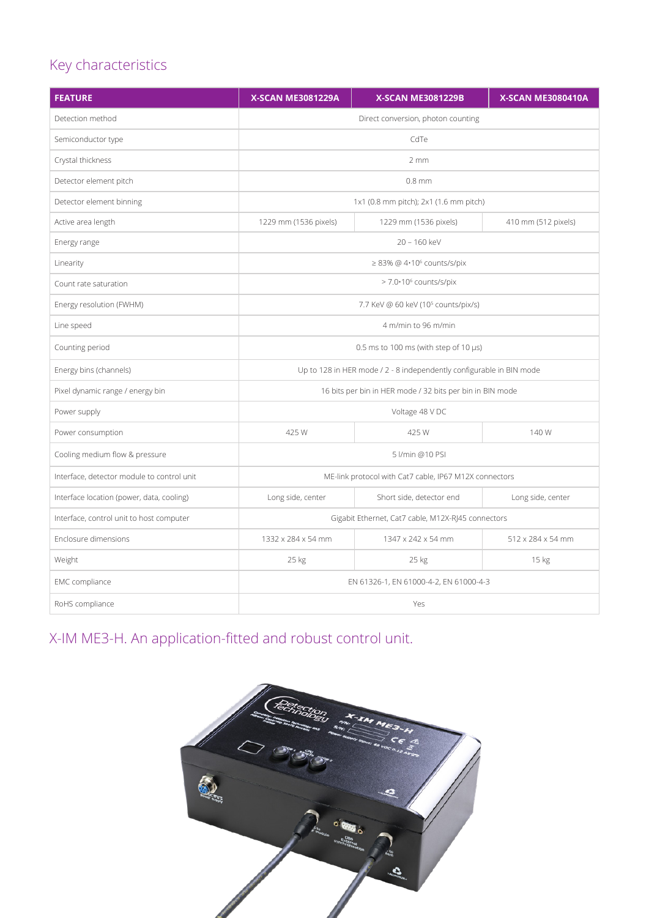## Key characteristics

| FEATURE | X-SCAN ME3081229A | X-SCAN ME3081229B | X-SCAN ME3080410A |
|---|---|---|---|
| Detection method | Direct conversion, photon counting | | |
| Semiconductor type | CdTe | | |
| Crystal thickness | 2 mm | | |
| Detector element pitch | 0.8 mm | | |
| Detector element binning | 1x1 (0.8 mm pitch); 2x1 (1.6 mm pitch) | | |
| Active area length | 1229 mm (1536 pixels) | 1229 mm (1536 pixels) | 410 mm (512 pixels) |
| Energy range | 20 – 160 keV | | |
| Linearity | ≥ 83% @ $4 \cdot 10^6$ counts/s/pix | | |
| Count rate saturation | > $7.0 \cdot 10^6$ counts/s/pix | | |
| Energy resolution (FWHM) | 7.7 KeV @ 60 keV ($10^5$ counts/pix/s) | | |
| Line speed | 4 m/min to 96 m/min | | |
| Counting period | 0.5 ms to 100 ms (with step of 10 µs) | | |
| Energy bins (channels) | Up to 128 in HER mode / 2 - 8 independently configurable in BIN mode | | |
| Pixel dynamic range / energy bin | 16 bits per bin in HER mode / 32 bits per bin in BIN mode | | |
| Power supply | Voltage 48 V DC | | |
| Power consumption | 425 W | 425 W | 140 W |
| Cooling medium flow & pressure | 5 l/min @10 PSI | | |
| Interface, detector module to control unit | ME-link protocol with Cat7 cable, IP67 M12X connectors | | |
| Interface location (power, data, cooling) | Long side, center | Short side, detector end | Long side, center |
| Interface, control unit to host computer | Gigabit Ethernet, Cat7 cable, M12X-RJ45 connectors | | |
| Enclosure dimensions | 1332 x 284 x 54 mm | 1347 x 242 x 54 mm | 512 x 284 x 54 mm |
| Weight | 25 kg | 25 kg | 15 kg |
| EMC compliance | EN 61326-1, EN 61000-4-2, EN 61000-4-3 | | |
| RoHS compliance | Yes | | |

## X-IM ME3-H. An application-fitted and robust control unit.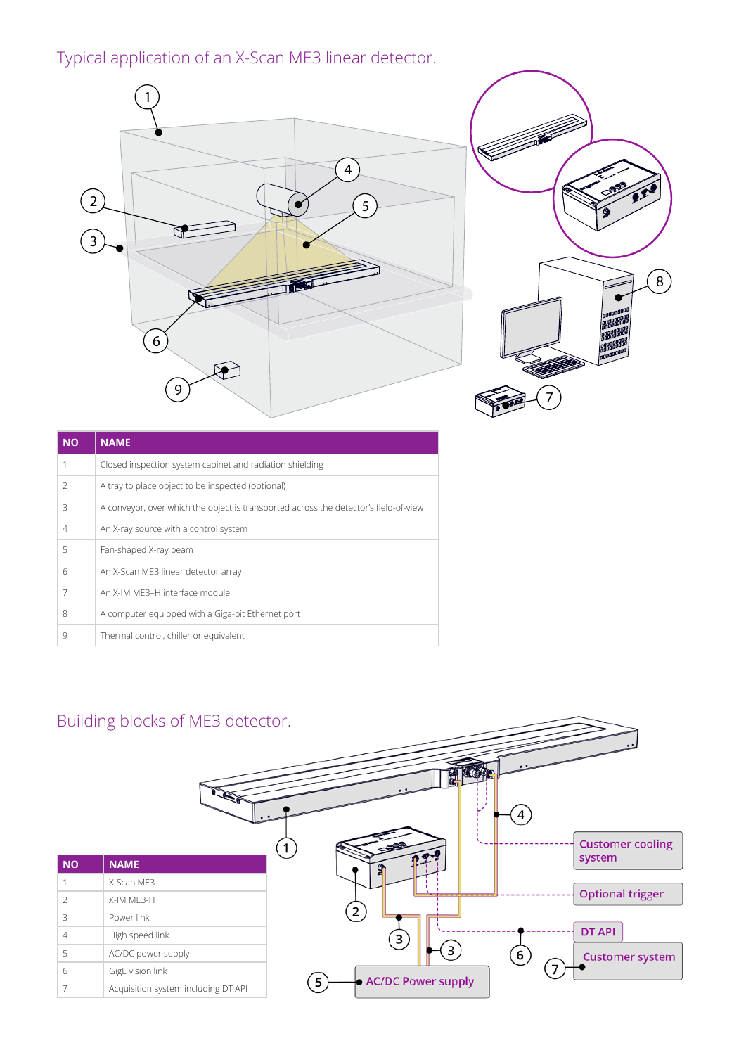## Typical application of an X-Scan ME3 linear detector.

| NO | NAME |
|---|---|
| 1 | Closed inspection system cabinet and radiation shielding |
| 2 | A tray to place object to be inspected (optional) |
| 3 | A conveyor, over which the object is transported across the detector's field-of-view |
| 4 | An X-ray source with a control system |
| 5 | Fan-shaped X-ray beam |
| 6 | An X-Scan ME3 linear detector array |
| 7 | An X-IM ME3–H interface module |
| 8 | A computer equipped with a Giga-bit Ethernet port |
| 9 | Thermal control, chiller or equivalent |

## Building blocks of ME3 detector.

| NO | NAME |
|---|---|
| 1 | X-Scan ME3 |
| 2 | X-IM ME3-H |
| 3 | Power link |
| 4 | High speed link |
| 5 | AC/DC power supply |
| 6 | GigE vision link |
| 7 | Acquisition system including DT API |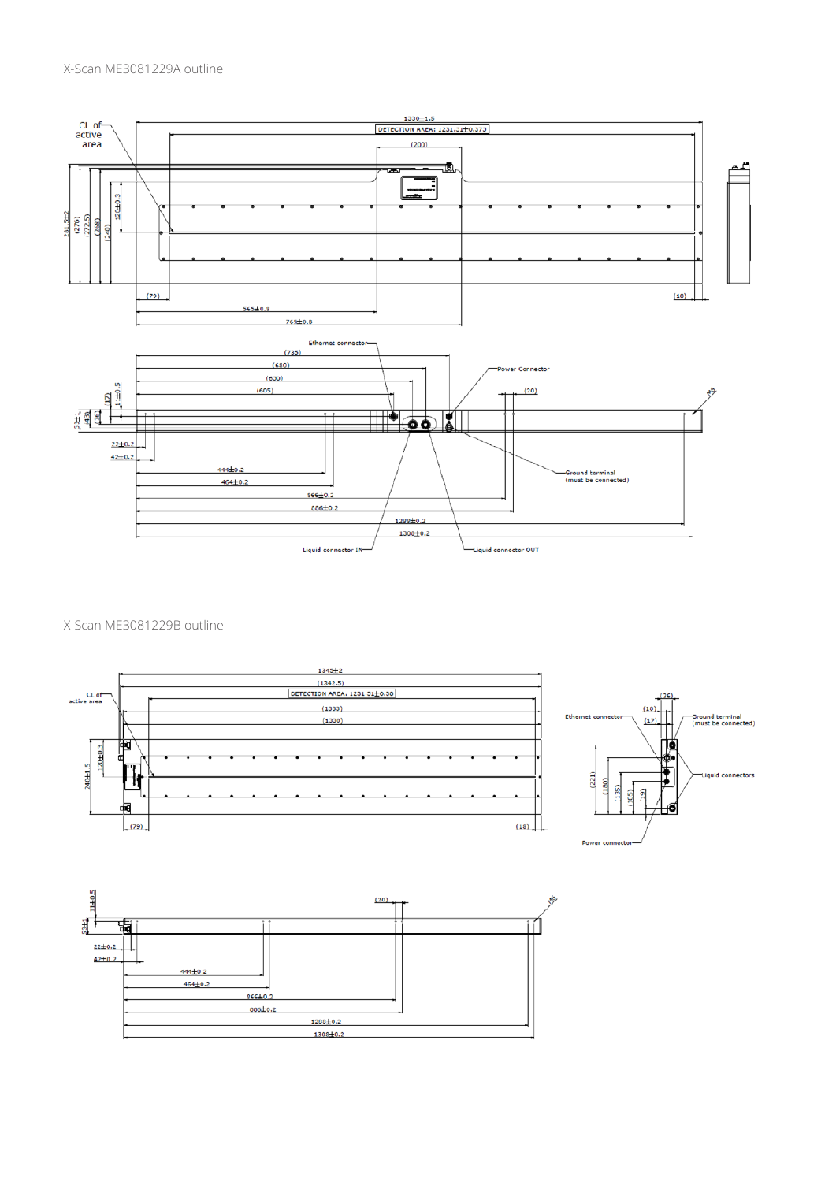X-Scan ME3081229A outline

X-Scan ME3081229B outline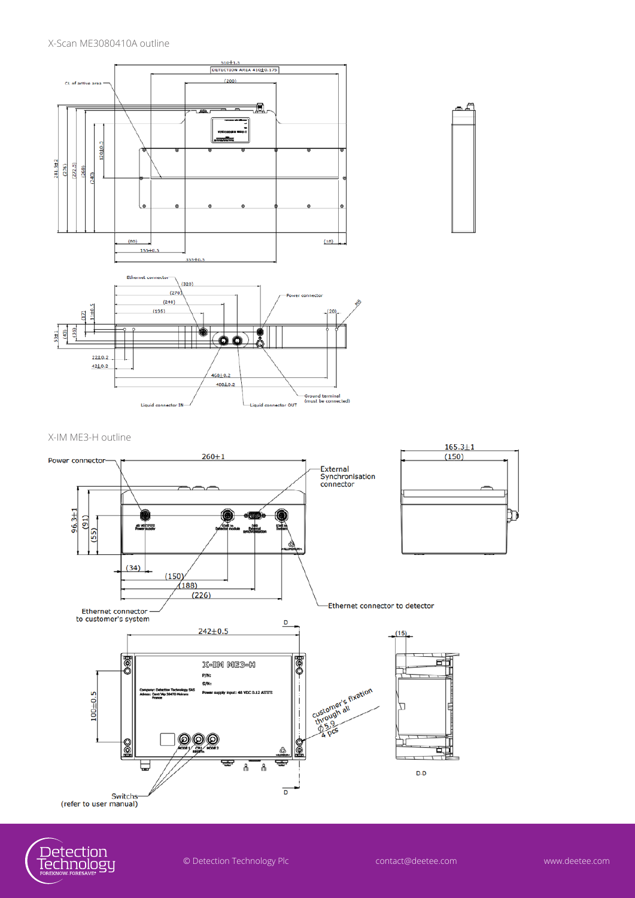X-Scan ME3080410A outline

510±1.5
DETECTION AREA 410±0.175
(200)
CL of active area
281.3±2
(276)
(272.5)
(268)
(240)
120±0.5
(80)
(18)
155±0.5
355±0.5

Ethernet connector
(320)
(270)
(240)
(195)
Power connector
(20)
M6
53±1
(43)
(39)
(12)
11±0.5
22±0.2
42±0.2
460±0.2
400±0.2
Liquid connector IN
Liquid connector OUT
Ground terminal (must be connected)

X-IM ME3-H outline

Power connector
260±1
External Synchronisation connector
165.3±1
(150)
96.3±1
(91)
(55)
(34)
(150)
(188)
(226)
Ethernet connector to customer's system
Ethernet connector to detector
242±0.5
D
(15)
X-IM ME3-H
100±0.5
customer's fixation through all Ø5.9 4 pcs
D
D-D
Switchs (refer to user manual)

© Detection Technology Plc

contact@deetee.com

www.deetee.com